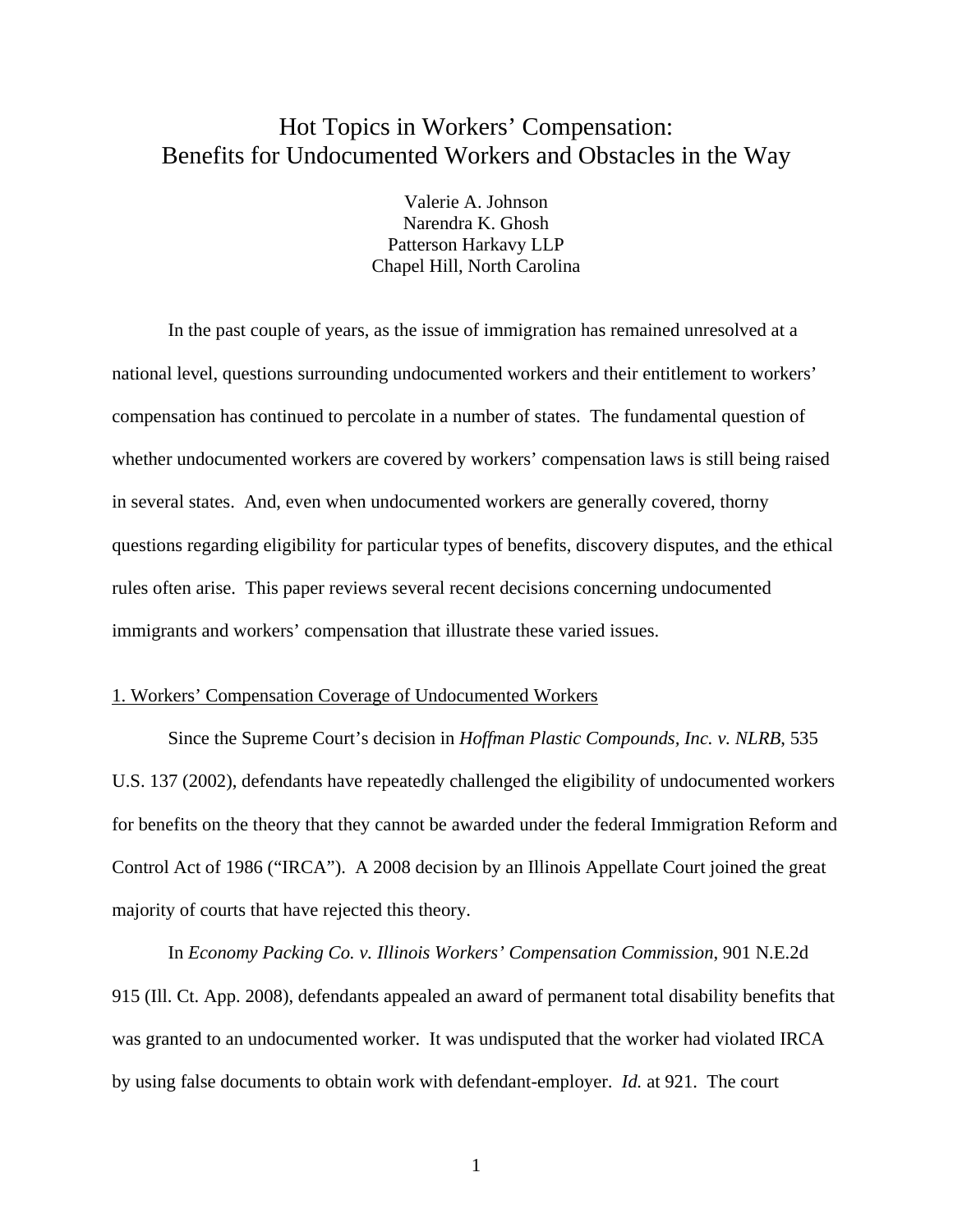# Hot Topics in Workers' Compensation: Benefits for Undocumented Workers and Obstacles in the Way

Valerie A. Johnson
Narendra K. Ghosh
Patterson Harkavy LLP
Chapel Hill, North Carolina

In the past couple of years, as the issue of immigration has remained unresolved at a national level, questions surrounding undocumented workers and their entitlement to workers' compensation has continued to percolate in a number of states. The fundamental question of whether undocumented workers are covered by workers' compensation laws is still being raised in several states. And, even when undocumented workers are generally covered, thorny questions regarding eligibility for particular types of benefits, discovery disputes, and the ethical rules often arise. This paper reviews several recent decisions concerning undocumented immigrants and workers' compensation that illustrate these varied issues.

## 1. Workers' Compensation Coverage of Undocumented Workers

Since the Supreme Court's decision in *Hoffman Plastic Compounds, Inc. v. NLRB*, 535 U.S. 137 (2002), defendants have repeatedly challenged the eligibility of undocumented workers for benefits on the theory that they cannot be awarded under the federal Immigration Reform and Control Act of 1986 ("IRCA"). A 2008 decision by an Illinois Appellate Court joined the great majority of courts that have rejected this theory.

In *Economy Packing Co. v. Illinois Workers' Compensation Commission*, 901 N.E.2d 915 (Ill. Ct. App. 2008), defendants appealed an award of permanent total disability benefits that was granted to an undocumented worker. It was undisputed that the worker had violated IRCA by using false documents to obtain work with defendant-employer. *Id.* at 921. The court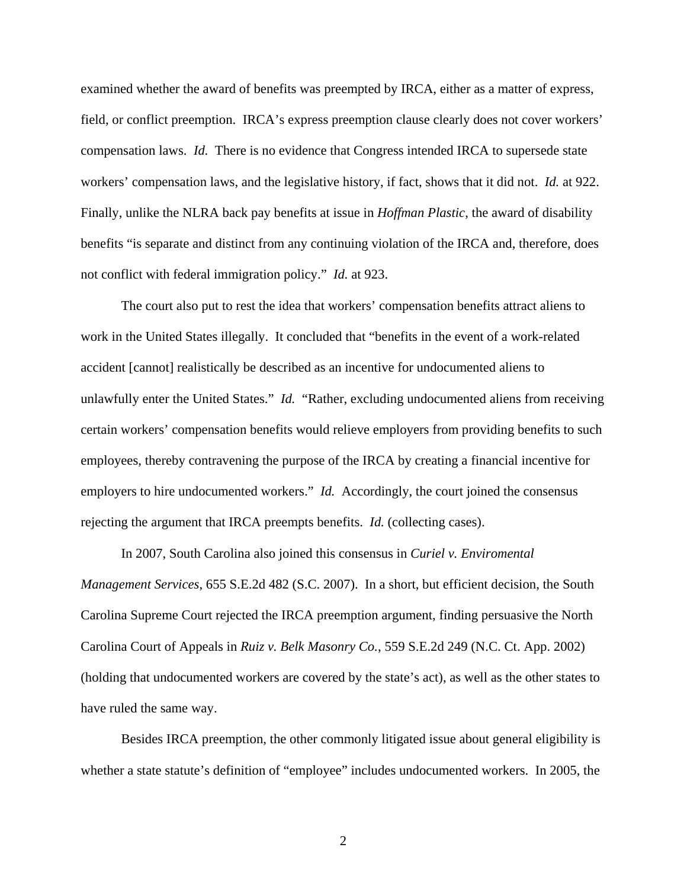examined whether the award of benefits was preempted by IRCA, either as a matter of express, field, or conflict preemption. IRCA's express preemption clause clearly does not cover workers' compensation laws. *Id.* There is no evidence that Congress intended IRCA to supersede state workers' compensation laws, and the legislative history, if fact, shows that it did not. *Id.* at 922. Finally, unlike the NLRA back pay benefits at issue in *Hoffman Plastic*, the award of disability benefits "is separate and distinct from any continuing violation of the IRCA and, therefore, does not conflict with federal immigration policy." *Id.* at 923.

The court also put to rest the idea that workers' compensation benefits attract aliens to work in the United States illegally. It concluded that "benefits in the event of a work-related accident [cannot] realistically be described as an incentive for undocumented aliens to unlawfully enter the United States." *Id.* "Rather, excluding undocumented aliens from receiving certain workers' compensation benefits would relieve employers from providing benefits to such employees, thereby contravening the purpose of the IRCA by creating a financial incentive for employers to hire undocumented workers." *Id.* Accordingly, the court joined the consensus rejecting the argument that IRCA preempts benefits. *Id.* (collecting cases).

In 2007, South Carolina also joined this consensus in *Curiel v. Enviromental Management Services*, 655 S.E.2d 482 (S.C. 2007). In a short, but efficient decision, the South Carolina Supreme Court rejected the IRCA preemption argument, finding persuasive the North Carolina Court of Appeals in *Ruiz v. Belk Masonry Co.*, 559 S.E.2d 249 (N.C. Ct. App. 2002) (holding that undocumented workers are covered by the state's act), as well as the other states to have ruled the same way.

Besides IRCA preemption, the other commonly litigated issue about general eligibility is whether a state statute's definition of "employee" includes undocumented workers. In 2005, the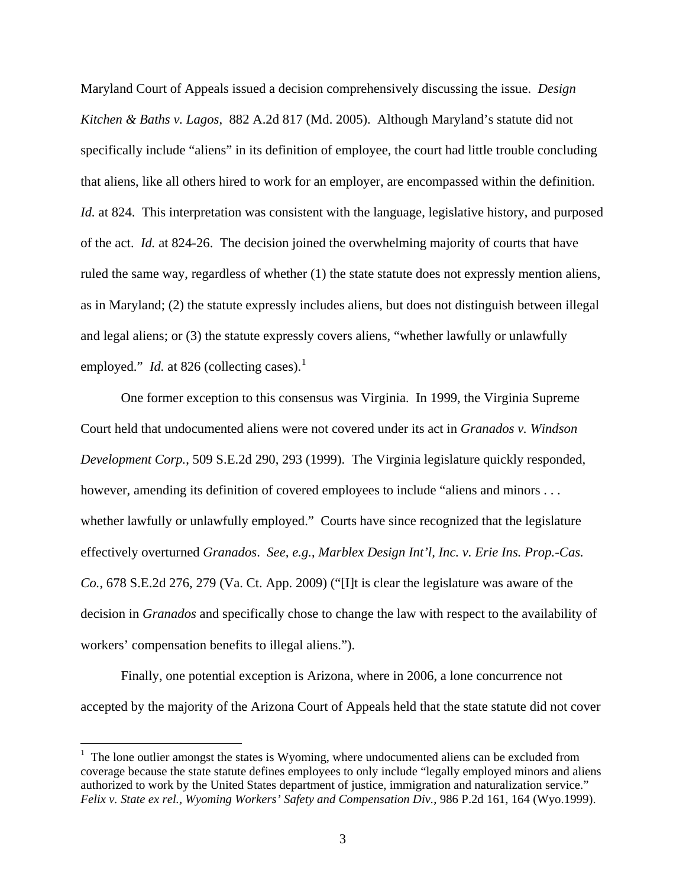Maryland Court of Appeals issued a decision comprehensively discussing the issue. *Design Kitchen & Baths v. Lagos*, 882 A.2d 817 (Md. 2005). Although Maryland's statute did not specifically include "aliens" in its definition of employee, the court had little trouble concluding that aliens, like all others hired to work for an employer, are encompassed within the definition. *Id.* at 824. This interpretation was consistent with the language, legislative history, and purposed of the act. *Id.* at 824-26. The decision joined the overwhelming majority of courts that have ruled the same way, regardless of whether (1) the state statute does not expressly mention aliens, as in Maryland; (2) the statute expressly includes aliens, but does not distinguish between illegal and legal aliens; or (3) the statute expressly covers aliens, "whether lawfully or unlawfully employed." *Id.* at 826 (collecting cases).[1]

One former exception to this consensus was Virginia. In 1999, the Virginia Supreme Court held that undocumented aliens were not covered under its act in *Granados v. Windson Development Corp.*, 509 S.E.2d 290, 293 (1999). The Virginia legislature quickly responded, however, amending its definition of covered employees to include "aliens and minors . . . whether lawfully or unlawfully employed." Courts have since recognized that the legislature effectively overturned *Granados*. *See, e.g.*, *Marblex Design Int'l, Inc. v. Erie Ins. Prop.-Cas. Co.*, 678 S.E.2d 276, 279 (Va. Ct. App. 2009) ("[I]t is clear the legislature was aware of the decision in *Granados* and specifically chose to change the law with respect to the availability of workers' compensation benefits to illegal aliens.").

Finally, one potential exception is Arizona, where in 2006, a lone concurrence not accepted by the majority of the Arizona Court of Appeals held that the state statute did not cover

---

[1] The lone outlier amongst the states is Wyoming, where undocumented aliens can be excluded from coverage because the state statute defines employees to only include "legally employed minors and aliens authorized to work by the United States department of justice, immigration and naturalization service." *Felix v. State ex rel., Wyoming Workers' Safety and Compensation Div.*, 986 P.2d 161, 164 (Wyo.1999).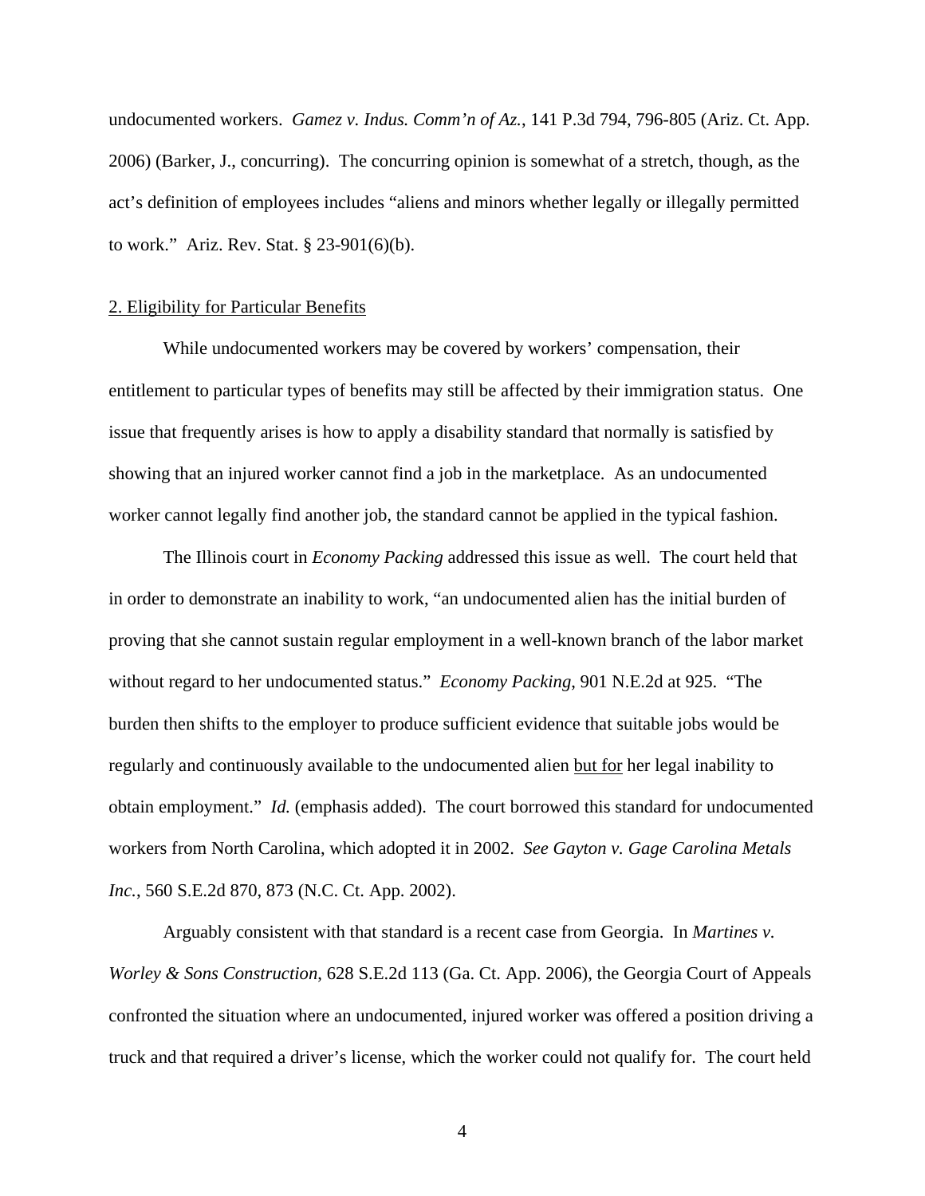undocumented workers. *Gamez v. Indus. Comm'n of Az.*, 141 P.3d 794, 796-805 (Ariz. Ct. App. 2006) (Barker, J., concurring). The concurring opinion is somewhat of a stretch, though, as the act's definition of employees includes "aliens and minors whether legally or illegally permitted to work." Ariz. Rev. Stat. § 23-901(6)(b).

2. Eligibility for Particular Benefits

While undocumented workers may be covered by workers' compensation, their entitlement to particular types of benefits may still be affected by their immigration status. One issue that frequently arises is how to apply a disability standard that normally is satisfied by showing that an injured worker cannot find a job in the marketplace. As an undocumented worker cannot legally find another job, the standard cannot be applied in the typical fashion.

The Illinois court in *Economy Packing* addressed this issue as well. The court held that in order to demonstrate an inability to work, "an undocumented alien has the initial burden of proving that she cannot sustain regular employment in a well-known branch of the labor market without regard to her undocumented status." *Economy Packing*, 901 N.E.2d at 925. "The burden then shifts to the employer to produce sufficient evidence that suitable jobs would be regularly and continuously available to the undocumented alien but for her legal inability to obtain employment." *Id.* (emphasis added). The court borrowed this standard for undocumented workers from North Carolina, which adopted it in 2002. *See Gayton v. Gage Carolina Metals Inc.*, 560 S.E.2d 870, 873 (N.C. Ct. App. 2002).

Arguably consistent with that standard is a recent case from Georgia. In *Martines v. Worley & Sons Construction*, 628 S.E.2d 113 (Ga. Ct. App. 2006), the Georgia Court of Appeals confronted the situation where an undocumented, injured worker was offered a position driving a truck and that required a driver's license, which the worker could not qualify for. The court held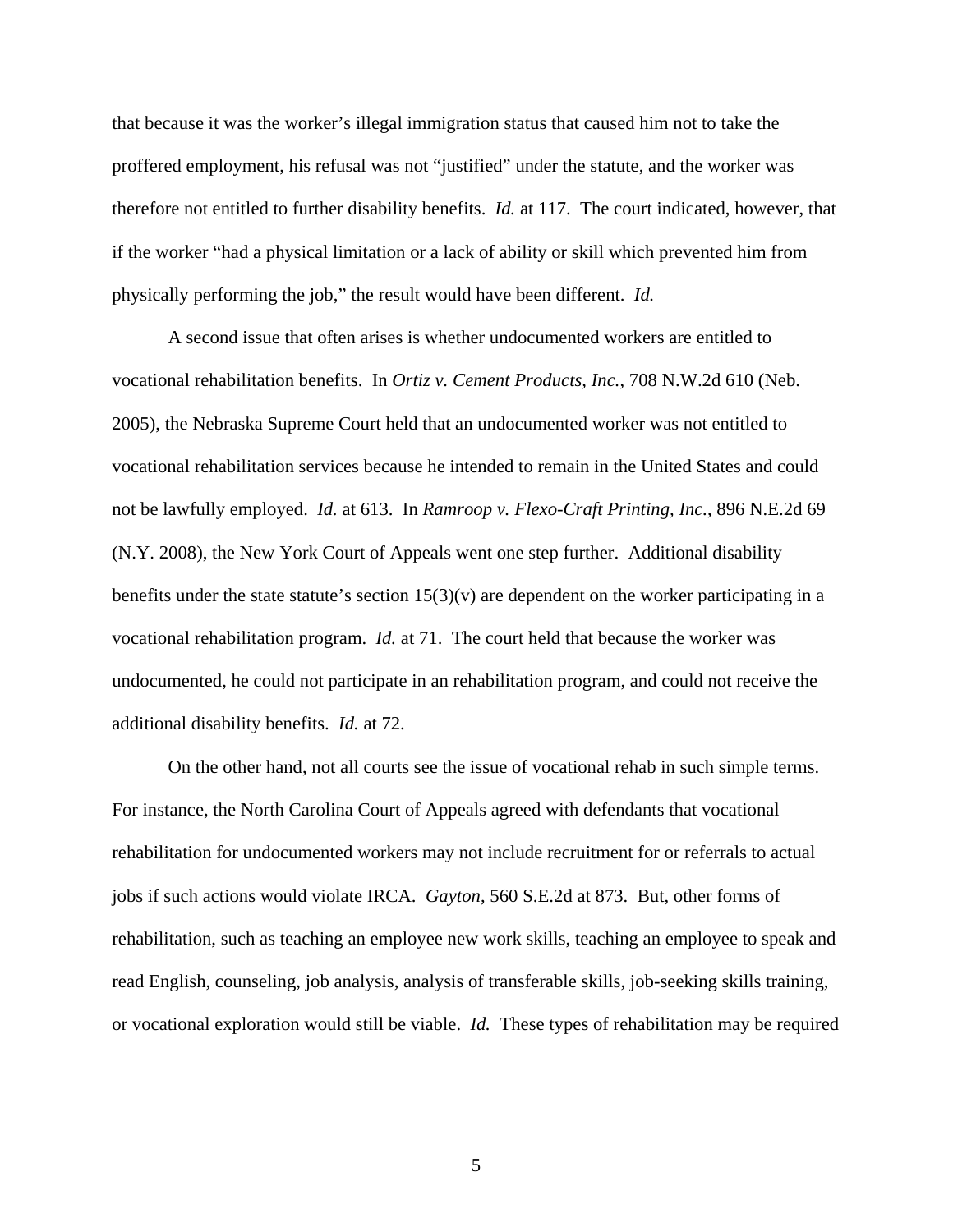that because it was the worker's illegal immigration status that caused him not to take the proffered employment, his refusal was not "justified" under the statute, and the worker was therefore not entitled to further disability benefits. *Id.* at 117. The court indicated, however, that if the worker "had a physical limitation or a lack of ability or skill which prevented him from physically performing the job," the result would have been different. *Id.*

A second issue that often arises is whether undocumented workers are entitled to vocational rehabilitation benefits. In *Ortiz v. Cement Products, Inc.*, 708 N.W.2d 610 (Neb. 2005), the Nebraska Supreme Court held that an undocumented worker was not entitled to vocational rehabilitation services because he intended to remain in the United States and could not be lawfully employed. *Id.* at 613. In *Ramroop v. Flexo-Craft Printing, Inc.*, 896 N.E.2d 69 (N.Y. 2008), the New York Court of Appeals went one step further. Additional disability benefits under the state statute's section 15(3)(v) are dependent on the worker participating in a vocational rehabilitation program. *Id.* at 71. The court held that because the worker was undocumented, he could not participate in an rehabilitation program, and could not receive the additional disability benefits. *Id.* at 72.

On the other hand, not all courts see the issue of vocational rehab in such simple terms. For instance, the North Carolina Court of Appeals agreed with defendants that vocational rehabilitation for undocumented workers may not include recruitment for or referrals to actual jobs if such actions would violate IRCA. *Gayton*, 560 S.E.2d at 873. But, other forms of rehabilitation, such as teaching an employee new work skills, teaching an employee to speak and read English, counseling, job analysis, analysis of transferable skills, job-seeking skills training, or vocational exploration would still be viable. *Id.* These types of rehabilitation may be required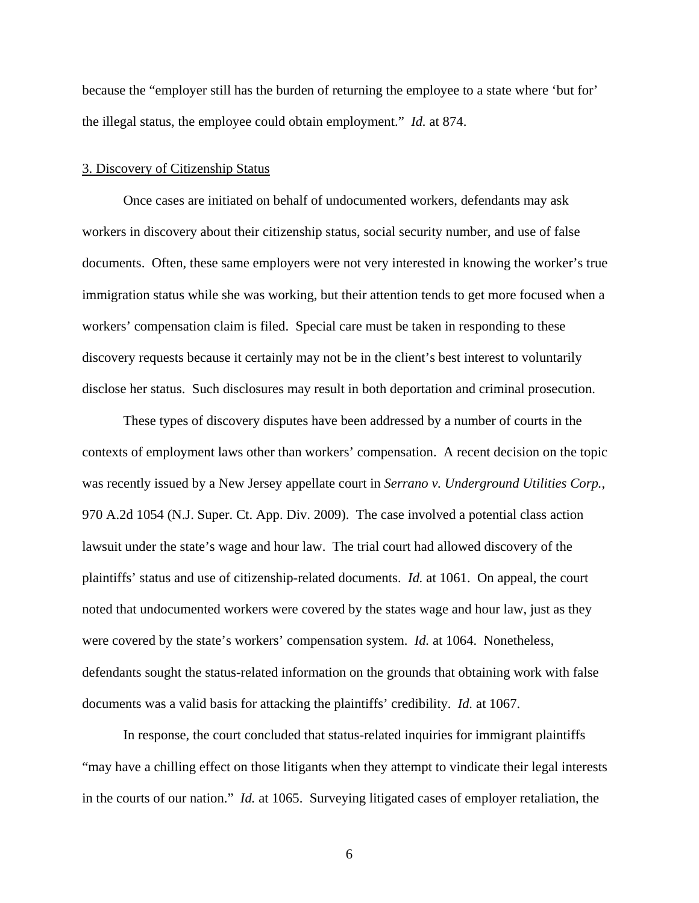because the "employer still has the burden of returning the employee to a state where 'but for' the illegal status, the employee could obtain employment." *Id.* at 874.

### 3. Discovery of Citizenship Status

Once cases are initiated on behalf of undocumented workers, defendants may ask workers in discovery about their citizenship status, social security number, and use of false documents. Often, these same employers were not very interested in knowing the worker's true immigration status while she was working, but their attention tends to get more focused when a workers' compensation claim is filed. Special care must be taken in responding to these discovery requests because it certainly may not be in the client's best interest to voluntarily disclose her status. Such disclosures may result in both deportation and criminal prosecution.

These types of discovery disputes have been addressed by a number of courts in the contexts of employment laws other than workers' compensation. A recent decision on the topic was recently issued by a New Jersey appellate court in *Serrano v. Underground Utilities Corp.*, 970 A.2d 1054 (N.J. Super. Ct. App. Div. 2009). The case involved a potential class action lawsuit under the state's wage and hour law. The trial court had allowed discovery of the plaintiffs' status and use of citizenship-related documents. *Id.* at 1061. On appeal, the court noted that undocumented workers were covered by the states wage and hour law, just as they were covered by the state's workers' compensation system. *Id.* at 1064. Nonetheless, defendants sought the status-related information on the grounds that obtaining work with false documents was a valid basis for attacking the plaintiffs' credibility. *Id.* at 1067.

In response, the court concluded that status-related inquiries for immigrant plaintiffs "may have a chilling effect on those litigants when they attempt to vindicate their legal interests in the courts of our nation." *Id.* at 1065. Surveying litigated cases of employer retaliation, the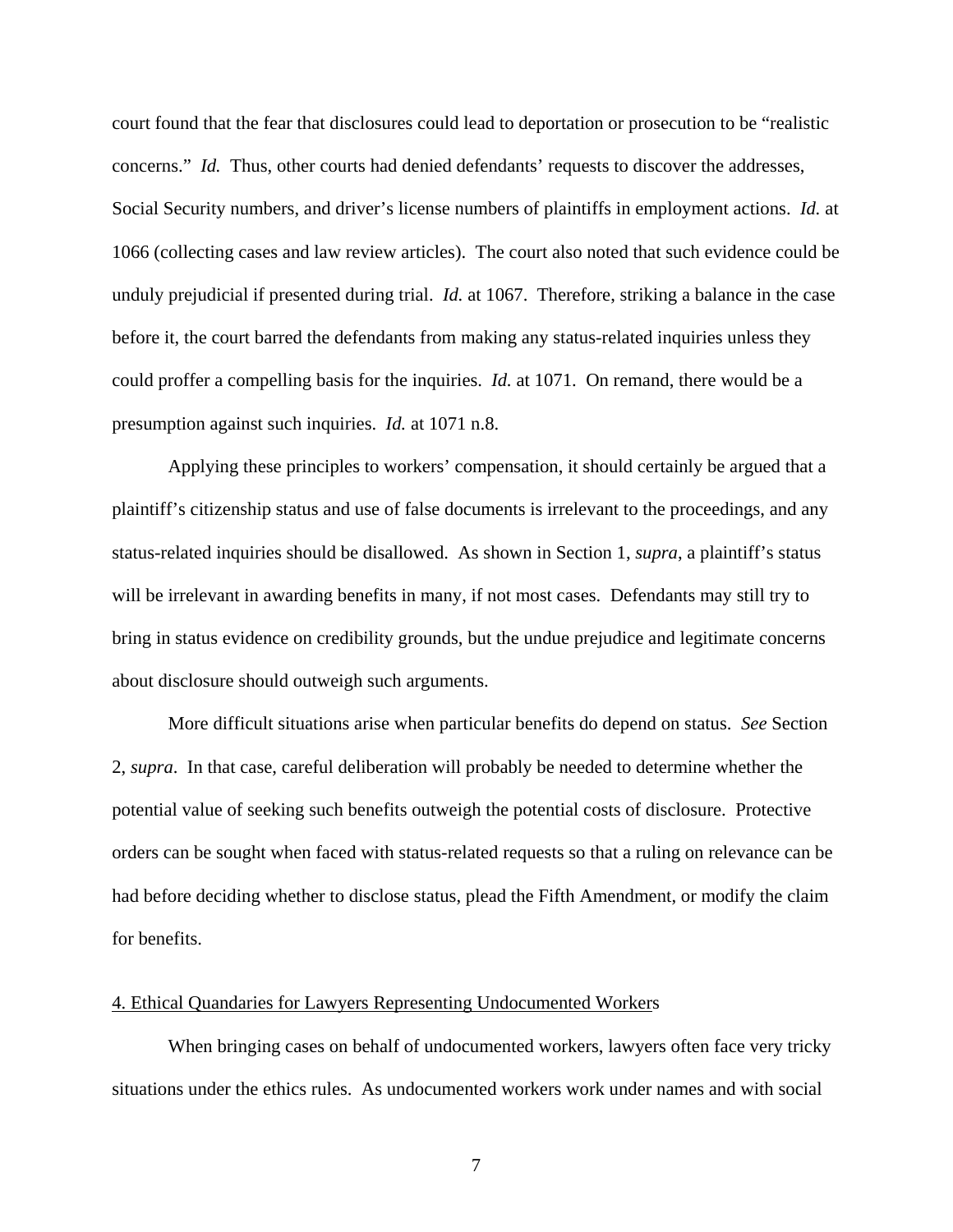court found that the fear that disclosures could lead to deportation or prosecution to be "realistic concerns." *Id.* Thus, other courts had denied defendants' requests to discover the addresses, Social Security numbers, and driver's license numbers of plaintiffs in employment actions. *Id.* at 1066 (collecting cases and law review articles). The court also noted that such evidence could be unduly prejudicial if presented during trial. *Id.* at 1067. Therefore, striking a balance in the case before it, the court barred the defendants from making any status-related inquiries unless they could proffer a compelling basis for the inquiries. *Id.* at 1071. On remand, there would be a presumption against such inquiries. *Id.* at 1071 n.8.

Applying these principles to workers' compensation, it should certainly be argued that a plaintiff's citizenship status and use of false documents is irrelevant to the proceedings, and any status-related inquiries should be disallowed. As shown in Section 1, *supra*, a plaintiff's status will be irrelevant in awarding benefits in many, if not most cases. Defendants may still try to bring in status evidence on credibility grounds, but the undue prejudice and legitimate concerns about disclosure should outweigh such arguments.

More difficult situations arise when particular benefits do depend on status. *See* Section 2, *supra*. In that case, careful deliberation will probably be needed to determine whether the potential value of seeking such benefits outweigh the potential costs of disclosure. Protective orders can be sought when faced with status-related requests so that a ruling on relevance can be had before deciding whether to disclose status, plead the Fifth Amendment, or modify the claim for benefits.

## 4. Ethical Quandaries for Lawyers Representing Undocumented Workers

When bringing cases on behalf of undocumented workers, lawyers often face very tricky situations under the ethics rules. As undocumented workers work under names and with social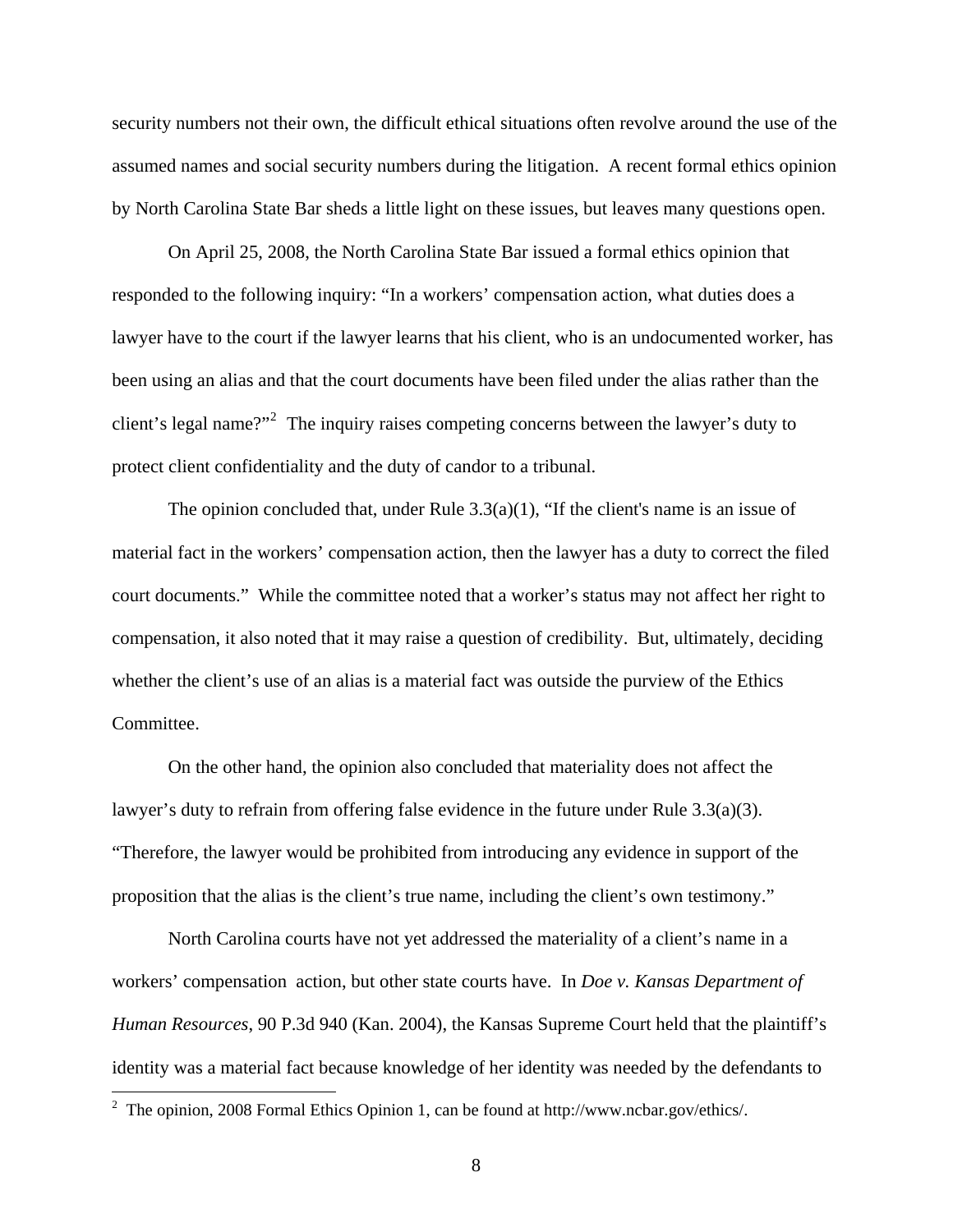security numbers not their own, the difficult ethical situations often revolve around the use of the assumed names and social security numbers during the litigation. A recent formal ethics opinion by North Carolina State Bar sheds a little light on these issues, but leaves many questions open.

On April 25, 2008, the North Carolina State Bar issued a formal ethics opinion that responded to the following inquiry: "In a workers' compensation action, what duties does a lawyer have to the court if the lawyer learns that his client, who is an undocumented worker, has been using an alias and that the court documents have been filed under the alias rather than the client's legal name?"[2] The inquiry raises competing concerns between the lawyer's duty to protect client confidentiality and the duty of candor to a tribunal.

The opinion concluded that, under Rule 3.3(a)(1), "If the client's name is an issue of material fact in the workers' compensation action, then the lawyer has a duty to correct the filed court documents." While the committee noted that a worker's status may not affect her right to compensation, it also noted that it may raise a question of credibility. But, ultimately, deciding whether the client's use of an alias is a material fact was outside the purview of the Ethics Committee.

On the other hand, the opinion also concluded that materiality does not affect the lawyer's duty to refrain from offering false evidence in the future under Rule 3.3(a)(3). "Therefore, the lawyer would be prohibited from introducing any evidence in support of the proposition that the alias is the client's true name, including the client's own testimony."

North Carolina courts have not yet addressed the materiality of a client's name in a workers' compensation action, but other state courts have. In *Doe v. Kansas Department of Human Resources*, 90 P.3d 940 (Kan. 2004), the Kansas Supreme Court held that the plaintiff's identity was a material fact because knowledge of her identity was needed by the defendants to

[2] The opinion, 2008 Formal Ethics Opinion 1, can be found at http://www.ncbar.gov/ethics/.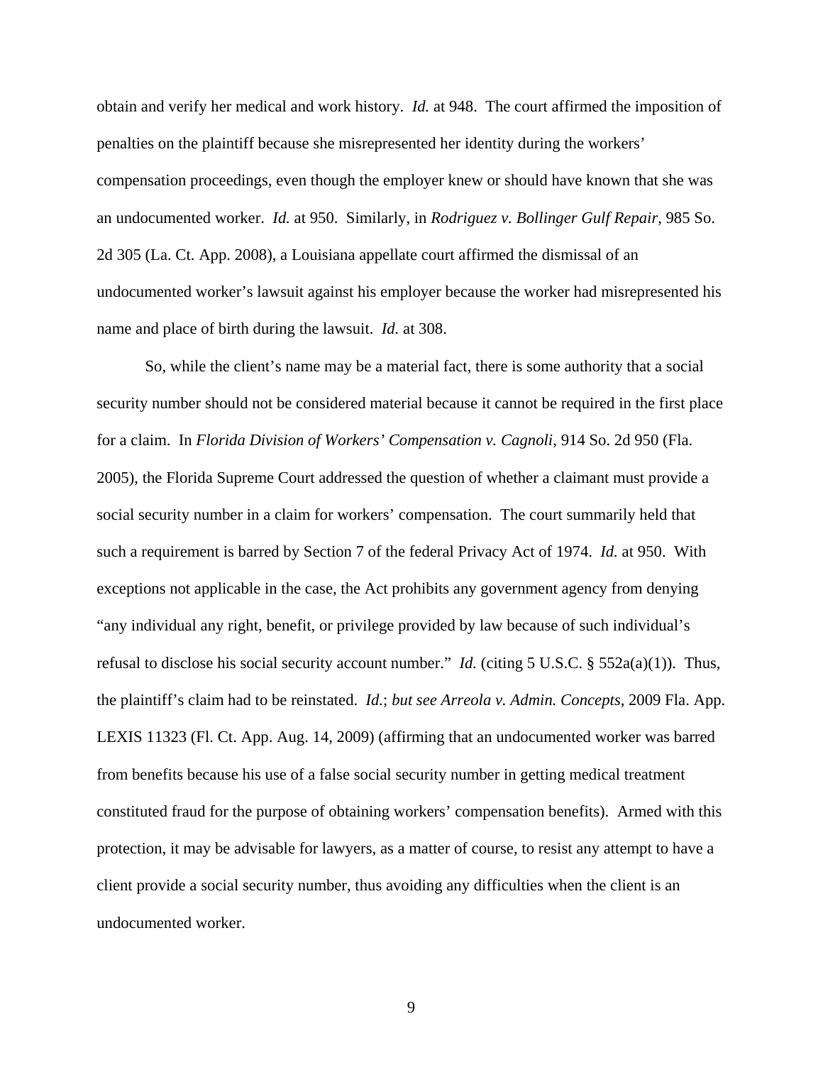obtain and verify her medical and work history. *Id.* at 948. The court affirmed the imposition of penalties on the plaintiff because she misrepresented her identity during the workers' compensation proceedings, even though the employer knew or should have known that she was an undocumented worker. *Id.* at 950. Similarly, in *Rodriguez v. Bollinger Gulf Repair*, 985 So. 2d 305 (La. Ct. App. 2008), a Louisiana appellate court affirmed the dismissal of an undocumented worker's lawsuit against his employer because the worker had misrepresented his name and place of birth during the lawsuit. *Id.* at 308.

So, while the client's name may be a material fact, there is some authority that a social security number should not be considered material because it cannot be required in the first place for a claim. In *Florida Division of Workers' Compensation v. Cagnoli*, 914 So. 2d 950 (Fla. 2005), the Florida Supreme Court addressed the question of whether a claimant must provide a social security number in a claim for workers' compensation. The court summarily held that such a requirement is barred by Section 7 of the federal Privacy Act of 1974. *Id.* at 950. With exceptions not applicable in the case, the Act prohibits any government agency from denying "any individual any right, benefit, or privilege provided by law because of such individual's refusal to disclose his social security account number." *Id.* (citing 5 U.S.C. § 552a(a)(1)). Thus, the plaintiff's claim had to be reinstated. *Id.*; *but see Arreola v. Admin. Concepts*, 2009 Fla. App. LEXIS 11323 (Fl. Ct. App. Aug. 14, 2009) (affirming that an undocumented worker was barred from benefits because his use of a false social security number in getting medical treatment constituted fraud for the purpose of obtaining workers' compensation benefits). Armed with this protection, it may be advisable for lawyers, as a matter of course, to resist any attempt to have a client provide a social security number, thus avoiding any difficulties when the client is an undocumented worker.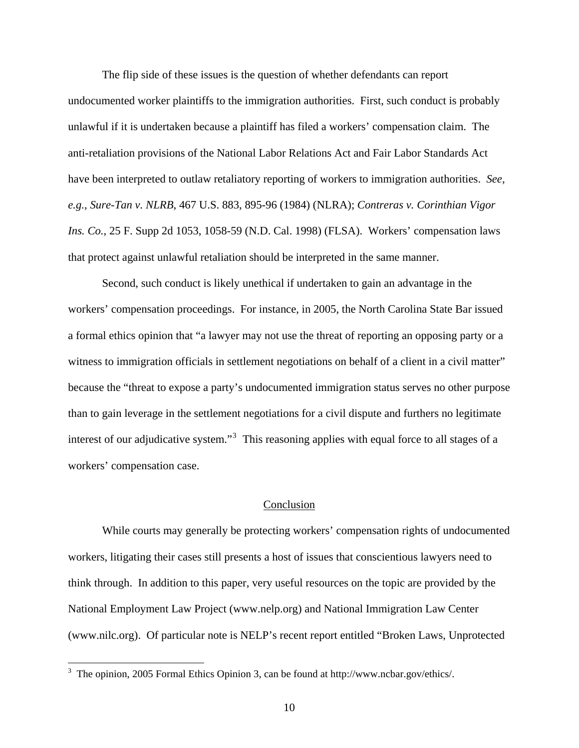The flip side of these issues is the question of whether defendants can report undocumented worker plaintiffs to the immigration authorities. First, such conduct is probably unlawful if it is undertaken because a plaintiff has filed a workers' compensation claim. The anti-retaliation provisions of the National Labor Relations Act and Fair Labor Standards Act have been interpreted to outlaw retaliatory reporting of workers to immigration authorities. *See, e.g.*, *Sure-Tan v. NLRB*, 467 U.S. 883, 895-96 (1984) (NLRA); *Contreras v. Corinthian Vigor Ins. Co.*, 25 F. Supp 2d 1053, 1058-59 (N.D. Cal. 1998) (FLSA). Workers' compensation laws that protect against unlawful retaliation should be interpreted in the same manner.

Second, such conduct is likely unethical if undertaken to gain an advantage in the workers' compensation proceedings. For instance, in 2005, the North Carolina State Bar issued a formal ethics opinion that "a lawyer may not use the threat of reporting an opposing party or a witness to immigration officials in settlement negotiations on behalf of a client in a civil matter" because the "threat to expose a party's undocumented immigration status serves no other purpose than to gain leverage in the settlement negotiations for a civil dispute and furthers no legitimate interest of our adjudicative system."[3] This reasoning applies with equal force to all stages of a workers' compensation case.

## Conclusion

While courts may generally be protecting workers' compensation rights of undocumented workers, litigating their cases still presents a host of issues that conscientious lawyers need to think through. In addition to this paper, very useful resources on the topic are provided by the National Employment Law Project (www.nelp.org) and National Immigration Law Center (www.nilc.org). Of particular note is NELP's recent report entitled "Broken Laws, Unprotected

[3] The opinion, 2005 Formal Ethics Opinion 3, can be found at http://www.ncbar.gov/ethics/.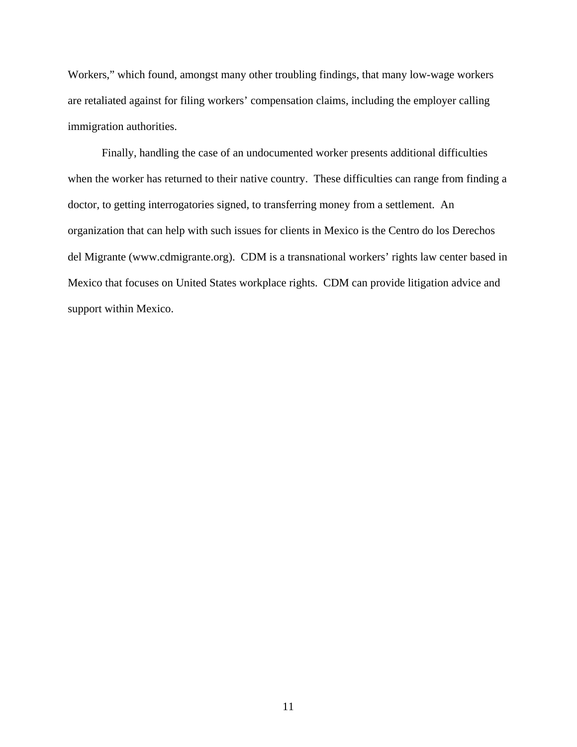Workers," which found, amongst many other troubling findings, that many low-wage workers are retaliated against for filing workers' compensation claims, including the employer calling immigration authorities.

Finally, handling the case of an undocumented worker presents additional difficulties when the worker has returned to their native country. These difficulties can range from finding a doctor, to getting interrogatories signed, to transferring money from a settlement. An organization that can help with such issues for clients in Mexico is the Centro do los Derechos del Migrante (www.cdmigrante.org). CDM is a transnational workers' rights law center based in Mexico that focuses on United States workplace rights. CDM can provide litigation advice and support within Mexico.